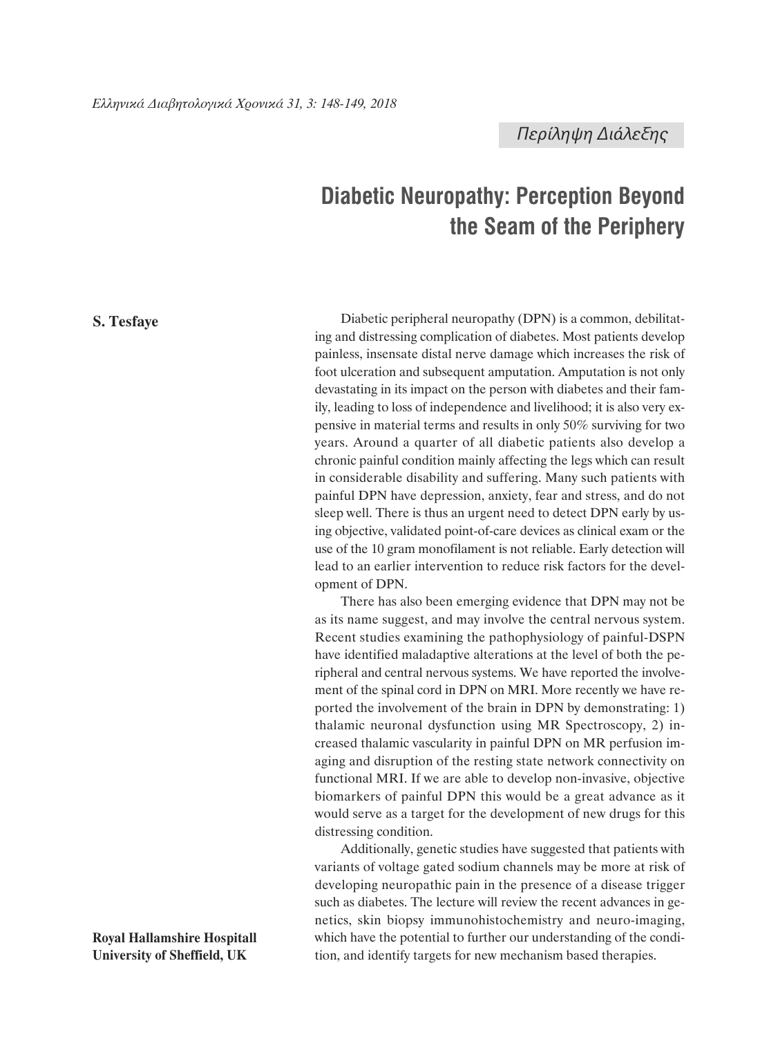Περίληψη Διάλεξης

# Diabetic Neuropathy: Perception Beyond the Seam of the Periphery

**S. Tesfaye**

**Royal Hallamshire Hospitall**
**University of Sheffield, UK**

Diabetic peripheral neuropathy (DPN) is a common, debilitating and distressing complication of diabetes. Most patients develop painless, insensate distal nerve damage which increases the risk of foot ulceration and subsequent amputation. Amputation is not only devastating in its impact on the person with diabetes and their family, leading to loss of independence and livelihood; it is also very expensive in material terms and results in only 50% surviving for two years. Around a quarter of all diabetic patients also develop a chronic painful condition mainly affecting the legs which can result in considerable disability and suffering. Many such patients with painful DPN have depression, anxiety, fear and stress, and do not sleep well. There is thus an urgent need to detect DPN early by using objective, validated point-of-care devices as clinical exam or the use of the 10 gram monofilament is not reliable. Early detection will lead to an earlier intervention to reduce risk factors for the development of DPN.

There has also been emerging evidence that DPN may not be as its name suggest, and may involve the central nervous system. Recent studies examining the pathophysiology of painful-DSPN have identified maladaptive alterations at the level of both the peripheral and central nervous systems. We have reported the involvement of the spinal cord in DPN on MRI. More recently we have reported the involvement of the brain in DPN by demonstrating: 1) thalamic neuronal dysfunction using MR Spectroscopy, 2) increased thalamic vascularity in painful DPN on MR perfusion imaging and disruption of the resting state network connectivity on functional MRI. If we are able to develop non-invasive, objective biomarkers of painful DPN this would be a great advance as it would serve as a target for the development of new drugs for this distressing condition.

Additionally, genetic studies have suggested that patients with variants of voltage gated sodium channels may be more at risk of developing neuropathic pain in the presence of a disease trigger such as diabetes. The lecture will review the recent advances in genetics, skin biopsy immunohistochemistry and neuro-imaging, which have the potential to further our understanding of the condition, and identify targets for new mechanism based therapies.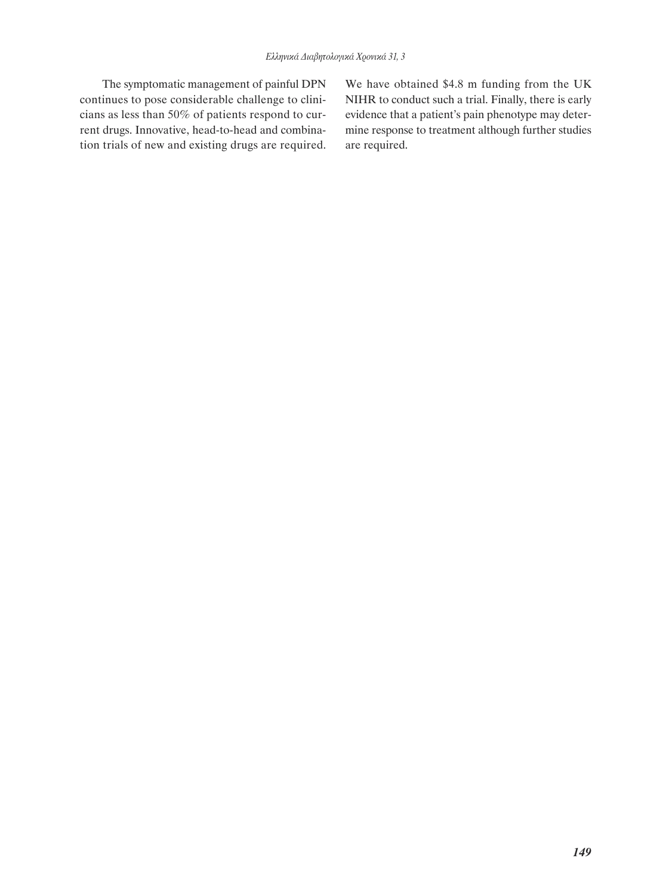The symptomatic management of painful DPN continues to pose considerable challenge to clinicians as less than 50% of patients respond to current drugs. Innovative, head-to-head and combination trials of new and existing drugs are required. We have obtained $4.8 m funding from the UK NIHR to conduct such a trial. Finally, there is early evidence that a patient's pain phenotype may determine response to treatment although further studies are required.